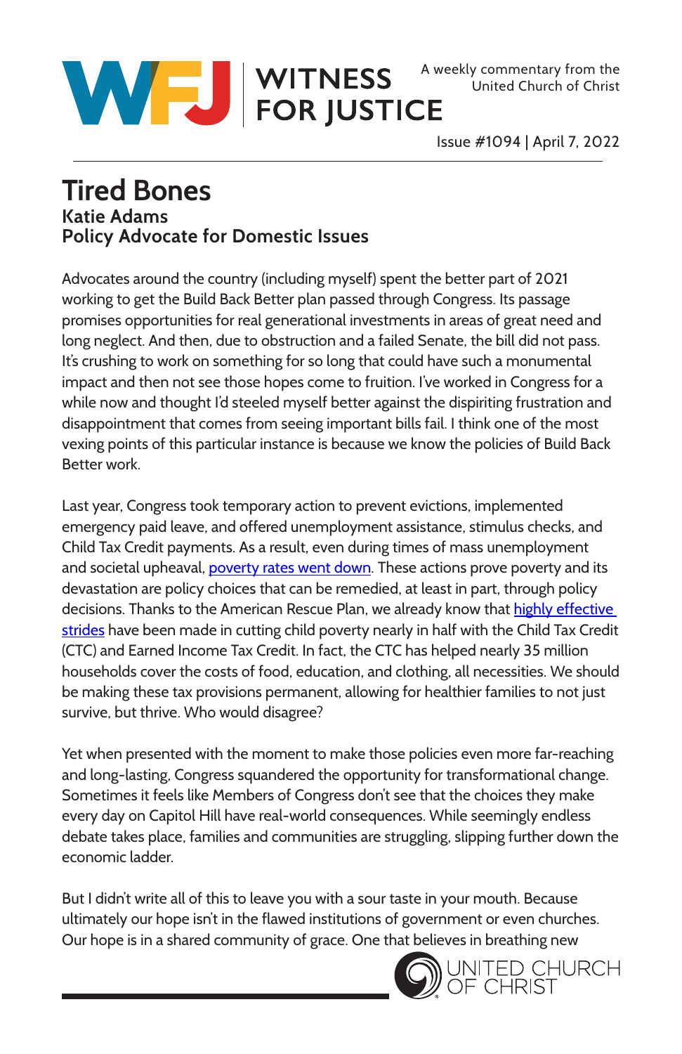WITNESS FOR JUSTICE

A weekly commentary from the United Church of Christ

Issue #1094 | April 7, 2022

# Tired Bones

## Katie Adams
## Policy Advocate for Domestic Issues

Advocates around the country (including myself) spent the better part of 2021 working to get the Build Back Better plan passed through Congress. Its passage promises opportunities for real generational investments in areas of great need and long neglect. And then, due to obstruction and a failed Senate, the bill did not pass. It's crushing to work on something for so long that could have such a monumental impact and then not see those hopes come to fruition. I've worked in Congress for a while now and thought I'd steeled myself better against the dispiriting frustration and disappointment that comes from seeing important bills fail. I think one of the most vexing points of this particular instance is because we know the policies of Build Back Better work.

Last year, Congress took temporary action to prevent evictions, implemented emergency paid leave, and offered unemployment assistance, stimulus checks, and Child Tax Credit payments. As a result, even during times of mass unemployment and societal upheaval, poverty rates went down. These actions prove poverty and its devastation are policy choices that can be remedied, at least in part, through policy decisions. Thanks to the American Rescue Plan, we already know that highly effective strides have been made in cutting child poverty nearly in half with the Child Tax Credit (CTC) and Earned Income Tax Credit. In fact, the CTC has helped nearly 35 million households cover the costs of food, education, and clothing, all necessities. We should be making these tax provisions permanent, allowing for healthier families to not just survive, but thrive. Who would disagree?

Yet when presented with the moment to make those policies even more far-reaching and long-lasting, Congress squandered the opportunity for transformational change. Sometimes it feels like Members of Congress don't see that the choices they make every day on Capitol Hill have real-world consequences. While seemingly endless debate takes place, families and communities are struggling, slipping further down the economic ladder.

But I didn't write all of this to leave you with a sour taste in your mouth. Because ultimately our hope isn't in the flawed institutions of government or even churches. Our hope is in a shared community of grace. One that believes in breathing new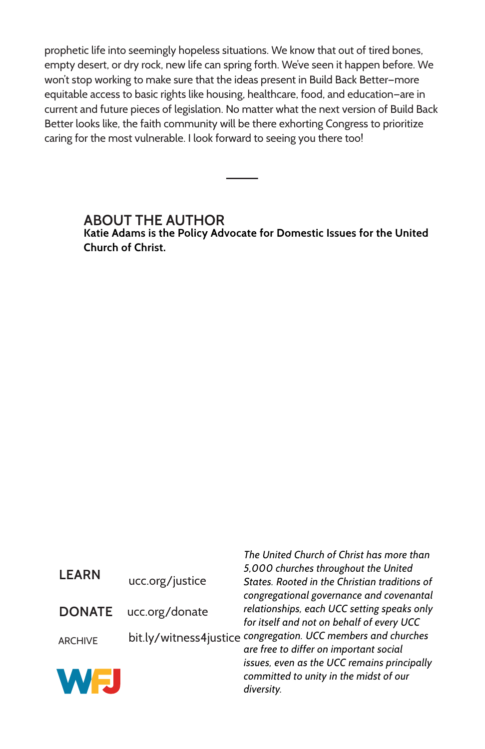prophetic life into seemingly hopeless situations. We know that out of tired bones, empty desert, or dry rock, new life can spring forth. We've seen it happen before. We won't stop working to make sure that the ideas present in Build Back Better–more equitable access to basic rights like housing, healthcare, food, and education–are in current and future pieces of legislation. No matter what the next version of Build Back Better looks like, the faith community will be there exhorting Congress to prioritize caring for the most vulnerable. I look forward to seeing you there too!

---

## ABOUT THE AUTHOR

**Katie Adams is the Policy Advocate for Domestic Issues for the United Church of Christ.**

**LEARN** ucc.org/justice

**DONATE** ucc.org/donate

ARCHIVE bit.ly/witness4justice

WFJ

*The United Church of Christ has more than 5,000 churches throughout the United States. Rooted in the Christian traditions of congregational governance and covenantal relationships, each UCC setting speaks only for itself and not on behalf of every UCC congregation. UCC members and churches are free to differ on important social issues, even as the UCC remains principally committed to unity in the midst of our diversity.*